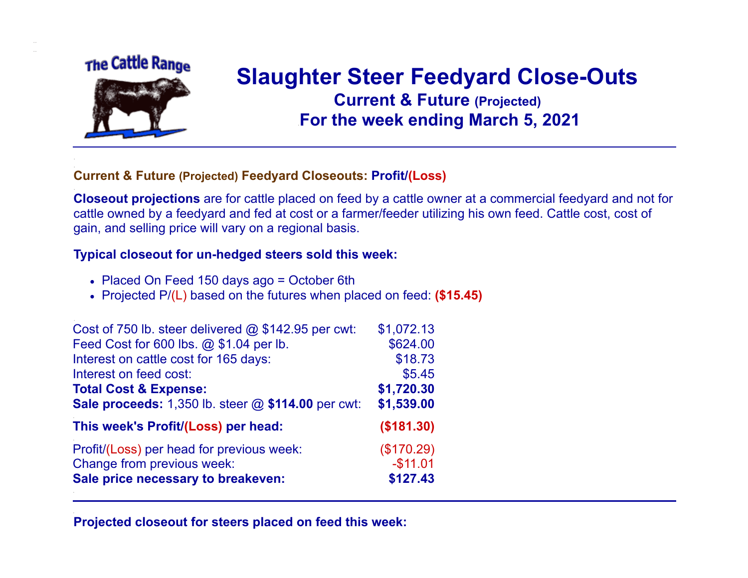The Cattle Range

# Slaughter Steer Feedyard Close-Outs

## Current & Future (Projected)

## For the week ending March 5, 2021

---

### Current & Future (Projected) Feedyard Closeouts: Profit/(Loss)

**Closeout projections** are for cattle placed on feed by a cattle owner at a commercial feedyard and not for cattle owned by a feedyard and fed at cost or a farmer/feeder utilizing his own feed. Cattle cost, cost of gain, and selling price will vary on a regional basis.

**Typical closeout for un-hedged steers sold this week:**

- Placed On Feed 150 days ago = October 6th
- Projected P/(L) based on the futures when placed on feed: **($15.45)**

| | |
|---|---:|
| Cost of 750 lb. steer delivered @ $142.95 per cwt: | $1,072.13 |
| Feed Cost for 600 lbs. @ $1.04 per lb. | $624.00 |
| Interest on cattle cost for 165 days: | $18.73 |
| Interest on feed cost: | $5.45 |
| **Total Cost & Expense:** | **$1,720.30** |
| **Sale proceeds:** 1,350 lb. steer @ **$114.00** per cwt: | **$1,539.00** |
| **This week's Profit/(Loss) per head:** | **($181.30)** |
| Profit/(Loss) per head for previous week: | ($170.29) |
| Change from previous week: | -$11.01 |
| **Sale price necessary to breakeven:** | **$127.43** |

---

**Projected closeout for steers placed on feed this week:**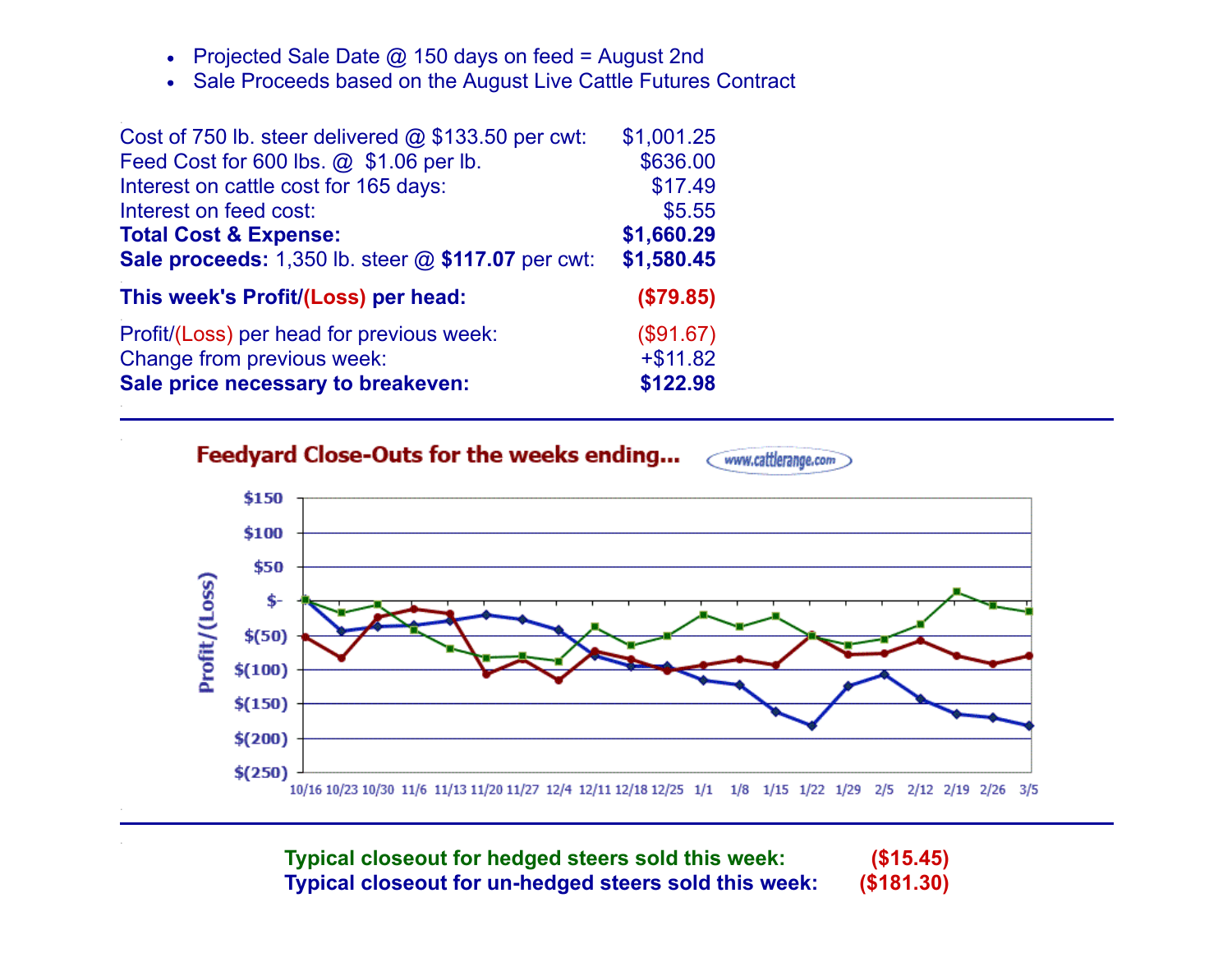- Projected Sale Date @ 150 days on feed = August 2nd
- Sale Proceeds based on the August Live Cattle Futures Contract

| | |
|---|---|
| Cost of 750 lb. steer delivered @ $133.50 per cwt: | $1,001.25 |
| Feed Cost for 600 lbs. @ $1.06 per lb. | $636.00 |
| Interest on cattle cost for 165 days: | $17.49 |
| Interest on feed cost: | $5.55 |
| **Total Cost & Expense:** | **$1,660.29** |
| **Sale proceeds:** 1,350 lb. steer @ **$117.07** per cwt: | **$1,580.45** |
| **This week's Profit/(Loss) per head:** | **($79.85)** |
| Profit/(Loss) per head for previous week: | ($91.67) |
| Change from previous week: | +$11.82 |
| **Sale price necessary to breakeven:** | **$122.98** |

**Feedyard Close-Outs for the weeks ending...** www.cattlerange.com

**Typical closeout for hedged steers sold this week:** **($15.45)**

**Typical closeout for un-hedged steers sold this week:** **($181.30)**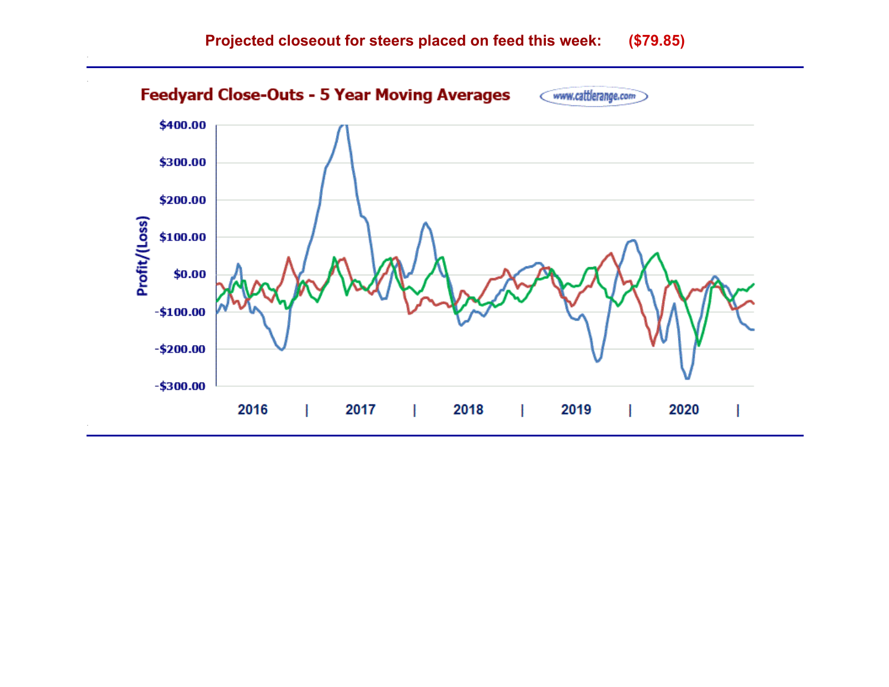**Projected closeout for steers placed on feed this week: ($79.85)**

Feedyard Close-Outs - 5 Year Moving Averages

www.cattlerange.com

Profit/(Loss)

$400.00
$300.00
$200.00
$100.00
$0.00
-$100.00
-$200.00
-$300.00

2016 | 2017 | 2018 | 2019 | 2020 |